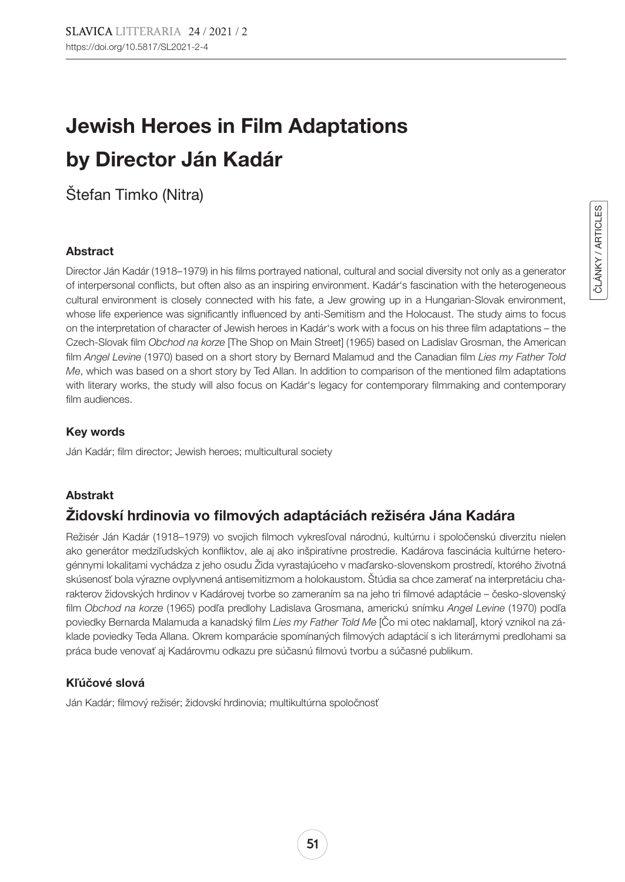# Jewish Heroes in Film Adaptations by Director Ján Kadár

Štefan Timko (Nitra)

### Abstract

Director Ján Kadár (1918–1979) in his films portrayed national, cultural and social diversity not only as a generator of interpersonal conflicts, but often also as an inspiring environment. Kadár's fascination with the heterogeneous cultural environment is closely connected with his fate, a Jew growing up in a Hungarian-Slovak environment, whose life experience was significantly influenced by anti-Semitism and the Holocaust. The study aims to focus on the interpretation of character of Jewish heroes in Kadár's work with a focus on his three film adaptations – the Czech-Slovak film *Obchod na korze* [The Shop on Main Street] (1965) based on Ladislav Grosman, the American film *Angel Levine* (1970) based on a short story by Bernard Malamud and the Canadian film *Lies my Father Told Me*, which was based on a short story by Ted Allan. In addition to comparison of the mentioned film adaptations with literary works, the study will also focus on Kadár's legacy for contemporary filmmaking and contemporary film audiences.

### Key words

Ján Kadár; film director; Jewish heroes; multicultural society

### Abstrakt

## Židovskí hrdinovia vo filmových adaptáciách režiséra Jána Kadára

Režisér Ján Kadár (1918–1979) vo svojich filmoch vykresľoval národnú, kultúrnu i spoločenskú diverzitu nielen ako generátor medziľudských konfliktov, ale aj ako inšpiratívne prostredie. Kadárova fascinácia kultúrne heterogénnymi lokalitami vychádza z jeho osudu Žida vyrastajúceho v maďarsko-slovenskom prostredí, ktorého životná skúsenosť bola výrazne ovplyvnená antisemitizmom a holokaustom. Štúdia sa chce zamerať na interpretáciu charakterov židovských hrdinov v Kadárovej tvorbe so zameraním sa na jeho tri filmové adaptácie – česko-slovenský film *Obchod na korze* (1965) podľa predlohy Ladislava Grosmana, americkú snímku *Angel Levine* (1970) podľa poviedky Bernarda Malamuda a kanadský film *Lies my Father Told Me* [Čo mi otec naklamal], ktorý vznikol na základe poviedky Teda Allana. Okrem komparácie spomínaných filmových adaptácií s ich literárnymi predlohami sa práca bude venovať aj Kadárovmu odkazu pre súčasnú filmovú tvorbu a súčasné publikum.

### Kľúčové slová

Ján Kadár; filmový režisér; židovskí hrdinovia; multikultúrna spoločnosť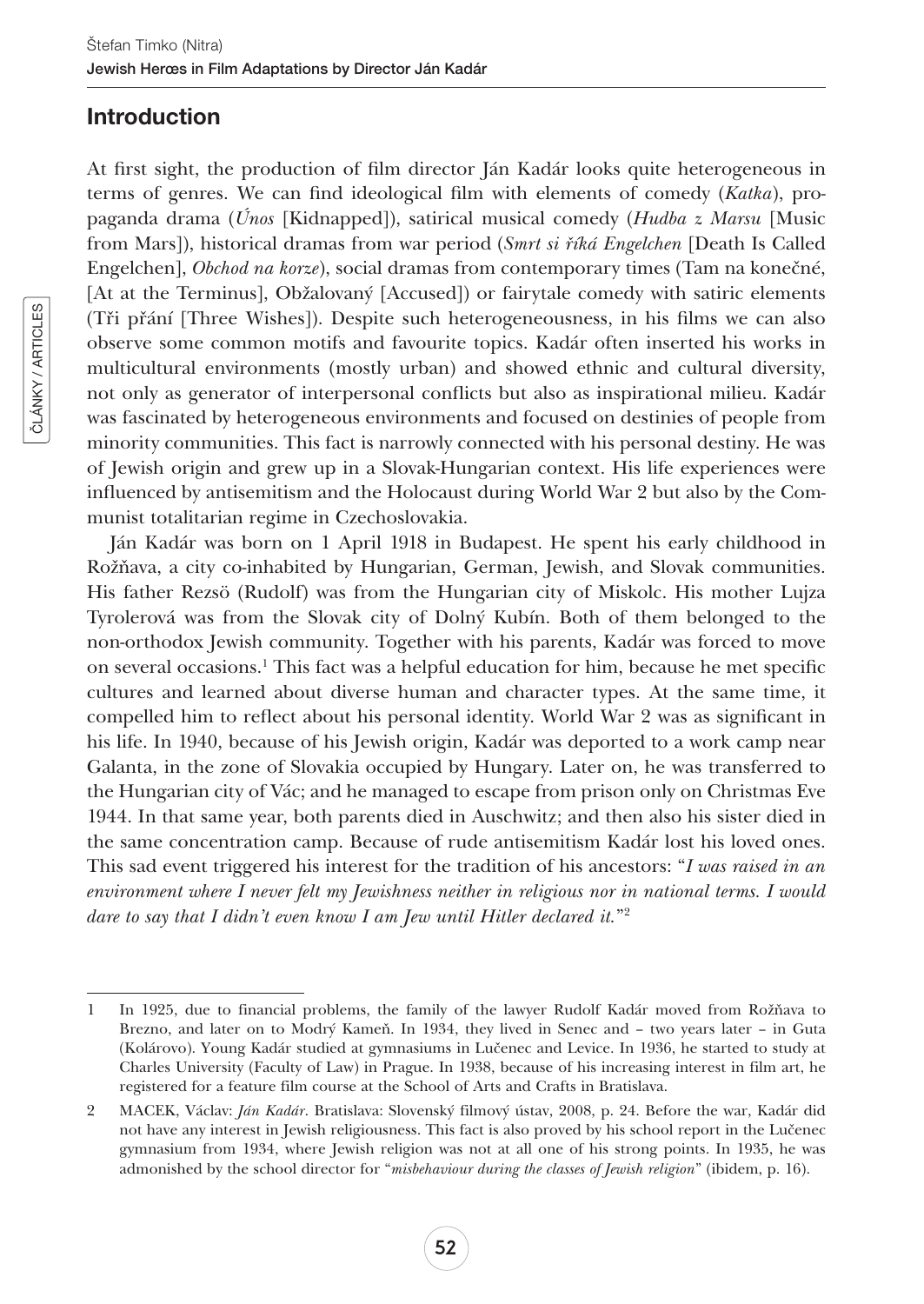## Introduction

At first sight, the production of film director Ján Kadár looks quite heterogeneous in terms of genres. We can find ideological film with elements of comedy (*Katka*), propaganda drama (*Únos* [Kidnapped]), satirical musical comedy (*Hudba z Marsu* [Music from Mars]), historical dramas from war period (*Smrt si říká Engelchen* [Death Is Called Engelchen], *Obchod na korze*), social dramas from contemporary times (Tam na konečné, [At at the Terminus], Obžalovaný [Accused]) or fairytale comedy with satiric elements (Tři přání [Three Wishes]). Despite such heterogeneousness, in his films we can also observe some common motifs and favourite topics. Kadár often inserted his works in multicultural environments (mostly urban) and showed ethnic and cultural diversity, not only as generator of interpersonal conflicts but also as inspirational milieu. Kadár was fascinated by heterogeneous environments and focused on destinies of people from minority communities. This fact is narrowly connected with his personal destiny. He was of Jewish origin and grew up in a Slovak-Hungarian context. His life experiences were influenced by antisemitism and the Holocaust during World War 2 but also by the Communist totalitarian regime in Czechoslovakia.

Ján Kadár was born on 1 April 1918 in Budapest. He spent his early childhood in Rožňava, a city co-inhabited by Hungarian, German, Jewish, and Slovak communities. His father Rezsö (Rudolf) was from the Hungarian city of Miskolc. His mother Lujza Tyrolerová was from the Slovak city of Dolný Kubín. Both of them belonged to the non-orthodox Jewish community. Together with his parents, Kadár was forced to move on several occasions.[1] This fact was a helpful education for him, because he met specific cultures and learned about diverse human and character types. At the same time, it compelled him to reflect about his personal identity. World War 2 was as significant in his life. In 1940, because of his Jewish origin, Kadár was deported to a work camp near Galanta, in the zone of Slovakia occupied by Hungary. Later on, he was transferred to the Hungarian city of Vác; and he managed to escape from prison only on Christmas Eve 1944. In that same year, both parents died in Auschwitz; and then also his sister died in the same concentration camp. Because of rude antisemitism Kadár lost his loved ones. This sad event triggered his interest for the tradition of his ancestors: "*I was raised in an environment where I never felt my Jewishness neither in religious nor in national terms. I would dare to say that I didn't even know I am Jew until Hitler declared it.*"[2]

---

1 In 1925, due to financial problems, the family of the lawyer Rudolf Kadár moved from Rožňava to Brezno, and later on to Modrý Kameň. In 1934, they lived in Senec and – two years later – in Guta (Kolárovo). Young Kadár studied at gymnasiums in Lučenec and Levice. In 1936, he started to study at Charles University (Faculty of Law) in Prague. In 1938, because of his increasing interest in film art, he registered for a feature film course at the School of Arts and Crafts in Bratislava.

2 MACEK, Václav: *Ján Kadár*. Bratislava: Slovenský filmový ústav, 2008, p. 24. Before the war, Kadár did not have any interest in Jewish religiousness. This fact is also proved by his school report in the Lučenec gymnasium from 1934, where Jewish religion was not at all one of his strong points. In 1935, he was admonished by the school director for "*misbehaviour during the classes of Jewish religion*" (ibidem, p. 16).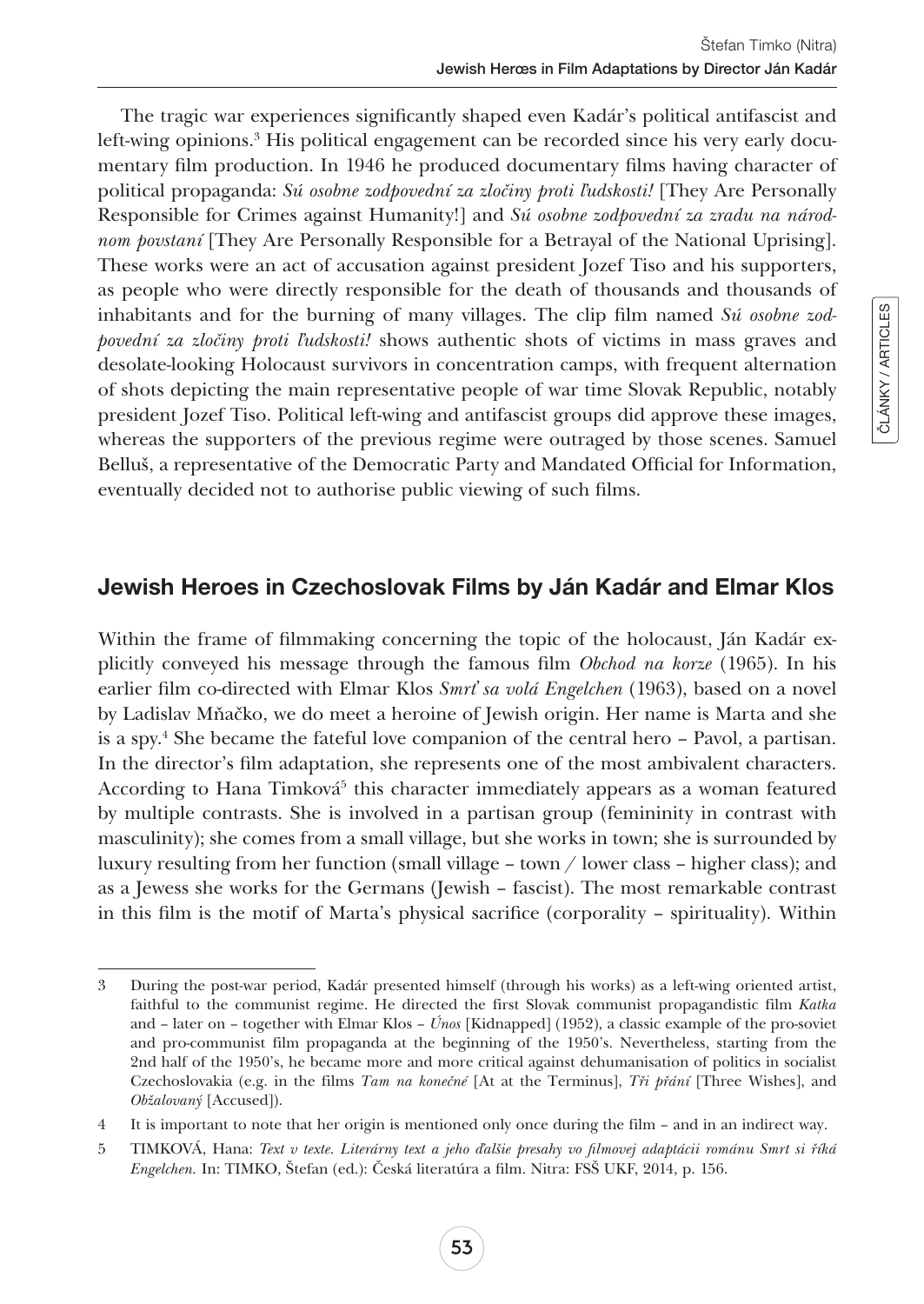The tragic war experiences significantly shaped even Kadár's political antifascist and left-wing opinions.[3] His political engagement can be recorded since his very early documentary film production. In 1946 he produced documentary films having character of political propaganda: *Sú osobne zodpovední za zločiny proti ľudskosti!* [They Are Personally Responsible for Crimes against Humanity!] and *Sú osobne zodpovední za zradu na národnom povstaní* [They Are Personally Responsible for a Betrayal of the National Uprising]. These works were an act of accusation against president Jozef Tiso and his supporters, as people who were directly responsible for the death of thousands and thousands of inhabitants and for the burning of many villages. The clip film named *Sú osobne zodpovední za zločiny proti ľudskosti!* shows authentic shots of victims in mass graves and desolate-looking Holocaust survivors in concentration camps, with frequent alternation of shots depicting the main representative people of war time Slovak Republic, notably president Jozef Tiso. Political left-wing and antifascist groups did approve these images, whereas the supporters of the previous regime were outraged by those scenes. Samuel Belluš, a representative of the Democratic Party and Mandated Official for Information, eventually decided not to authorise public viewing of such films.

## Jewish Heroes in Czechoslovak Films by Ján Kadár and Elmar Klos

Within the frame of filmmaking concerning the topic of the holocaust, Ján Kadár explicitly conveyed his message through the famous film *Obchod na korze* (1965). In his earlier film co-directed with Elmar Klos *Smrť sa volá Engelchen* (1963), based on a novel by Ladislav Mňačko, we do meet a heroine of Jewish origin. Her name is Marta and she is a spy.[4] She became the fateful love companion of the central hero – Pavol, a partisan. In the director's film adaptation, she represents one of the most ambivalent characters. According to Hana Timková[5] this character immediately appears as a woman featured by multiple contrasts. She is involved in a partisan group (femininity in contrast with masculinity); she comes from a small village, but she works in town; she is surrounded by luxury resulting from her function (small village – town / lower class – higher class); and as a Jewess she works for the Germans (Jewish – fascist). The most remarkable contrast in this film is the motif of Marta's physical sacrifice (corporality – spirituality). Within

---

3 During the post-war period, Kadár presented himself (through his works) as a left-wing oriented artist, faithful to the communist regime. He directed the first Slovak communist propagandistic film *Katka* and – later on – together with Elmar Klos – *Únos* [Kidnapped] (1952), a classic example of the pro-soviet and pro-communist film propaganda at the beginning of the 1950's. Nevertheless, starting from the 2nd half of the 1950's, he became more and more critical against dehumanisation of politics in socialist Czechoslovakia (e.g. in the films *Tam na konečné* [At at the Terminus], *Tři přání* [Three Wishes], and *Obžalovaný* [Accused]).

4 It is important to note that her origin is mentioned only once during the film – and in an indirect way.

5 TIMKOVÁ, Hana: *Text v texte. Literárny text a jeho ďalšie presahy vo filmovej adaptácii románu Smrt si říká Engelchen.* In: TIMKO, Štefan (ed.): Česká literatúra a film. Nitra: FSŠ UKF, 2014, p. 156.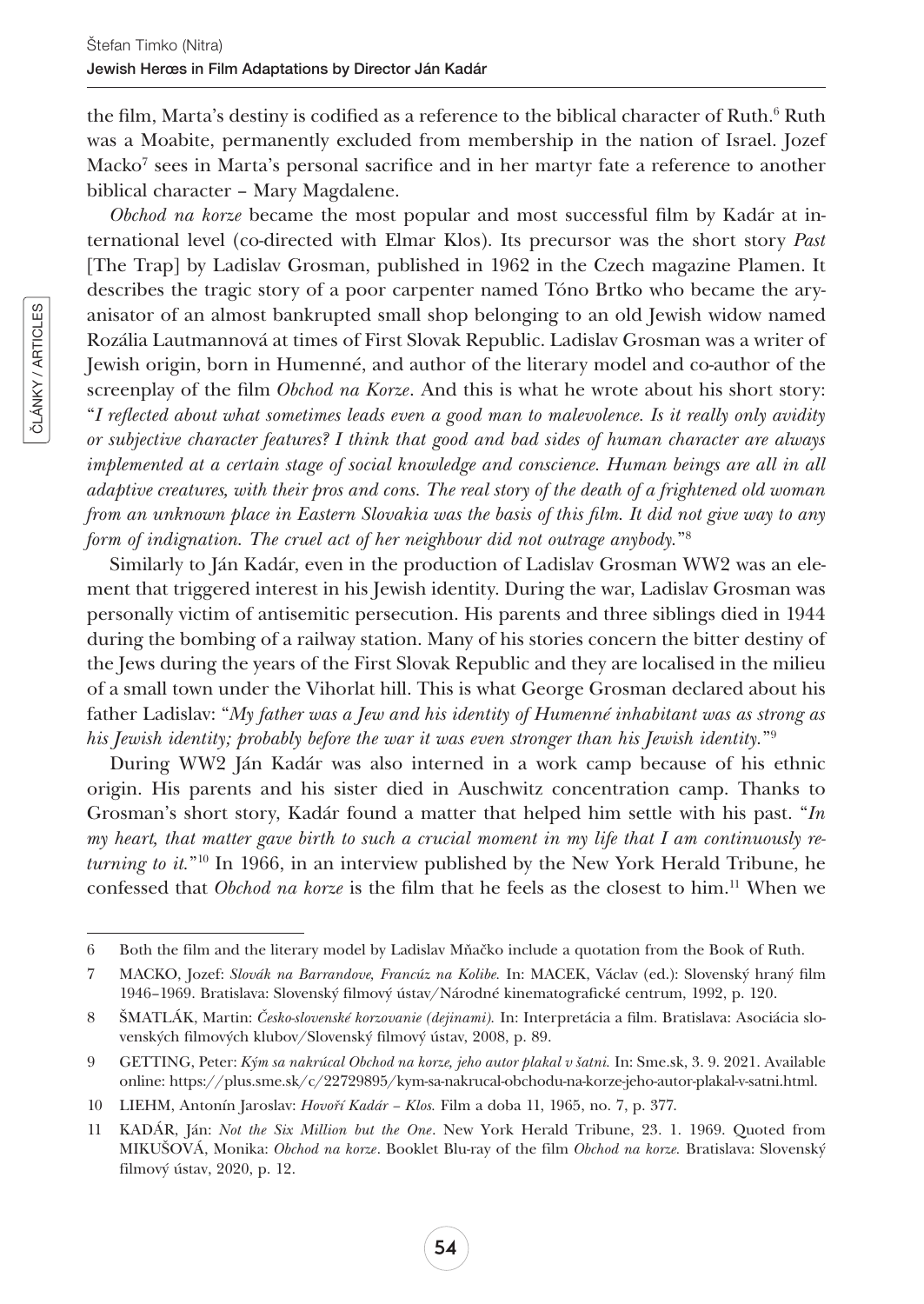the film, Marta's destiny is codified as a reference to the biblical character of Ruth.[6] Ruth was a Moabite, permanently excluded from membership in the nation of Israel. Jozef Macko[7] sees in Marta's personal sacrifice and in her martyr fate a reference to another biblical character – Mary Magdalene.

*Obchod na korze* became the most popular and most successful film by Kadár at international level (co-directed with Elmar Klos). Its precursor was the short story *Past* [The Trap] by Ladislav Grosman, published in 1962 in the Czech magazine Plamen. It describes the tragic story of a poor carpenter named Tóno Brtko who became the aryanisator of an almost bankrupted small shop belonging to an old Jewish widow named Rozália Lautmannová at times of First Slovak Republic. Ladislav Grosman was a writer of Jewish origin, born in Humenné, and author of the literary model and co-author of the screenplay of the film *Obchod na Korze*. And this is what he wrote about his short story: "*I reflected about what sometimes leads even a good man to malevolence. Is it really only avidity or subjective character features? I think that good and bad sides of human character are always implemented at a certain stage of social knowledge and conscience. Human beings are all in all adaptive creatures, with their pros and cons. The real story of the death of a frightened old woman from an unknown place in Eastern Slovakia was the basis of this film. It did not give way to any form of indignation. The cruel act of her neighbour did not outrage anybody.*"[8]

Similarly to Ján Kadár, even in the production of Ladislav Grosman WW2 was an element that triggered interest in his Jewish identity. During the war, Ladislav Grosman was personally victim of antisemitic persecution. His parents and three siblings died in 1944 during the bombing of a railway station. Many of his stories concern the bitter destiny of the Jews during the years of the First Slovak Republic and they are localised in the milieu of a small town under the Vihorlat hill. This is what George Grosman declared about his father Ladislav: "*My father was a Jew and his identity of Humenné inhabitant was as strong as his Jewish identity; probably before the war it was even stronger than his Jewish identity.*"[9]

During WW2 Ján Kadár was also interned in a work camp because of his ethnic origin. His parents and his sister died in Auschwitz concentration camp. Thanks to Grosman's short story, Kadár found a matter that helped him settle with his past. "*In my heart, that matter gave birth to such a crucial moment in my life that I am continuously returning to it.*"[10] In 1966, in an interview published by the New York Herald Tribune, he confessed that *Obchod na korze* is the film that he feels as the closest to him.[11] When we

---

6 Both the film and the literary model by Ladislav Mňačko include a quotation from the Book of Ruth.

7 MACKO, Jozef: *Slovák na Barrandove, Francúz na Kolibe.* In: MACEK, Václav (ed.): Slovenský hraný film 1946–1969. Bratislava: Slovenský filmový ústav/Národné kinematografické centrum, 1992, p. 120.

8 ŠMATLÁK, Martin: *Česko-slovenské korzovanie (dejinami).* In: Interpretácia a film. Bratislava: Asociácia slovenských filmových klubov/Slovenský filmový ústav, 2008, p. 89.

9 GETTING, Peter: *Kým sa nakrúcal Obchod na korze, jeho autor plakal v šatni.* In: Sme.sk, 3. 9. 2021. Available online: https://plus.sme.sk/c/22729895/kym-sa-nakrucal-obchodu-na-korze-jeho-autor-plakal-v-satni.html.

10 LIEHM, Antonín Jaroslav: *Hovoří Kadár – Klos.* Film a doba 11, 1965, no. 7, p. 377.

11 KADÁR, Ján: *Not the Six Million but the One*. New York Herald Tribune, 23. 1. 1969. Quoted from MIKUŠOVÁ, Monika: *Obchod na korze*. Booklet Blu-ray of the film *Obchod na korze.* Bratislava: Slovenský filmový ústav, 2020, p. 12.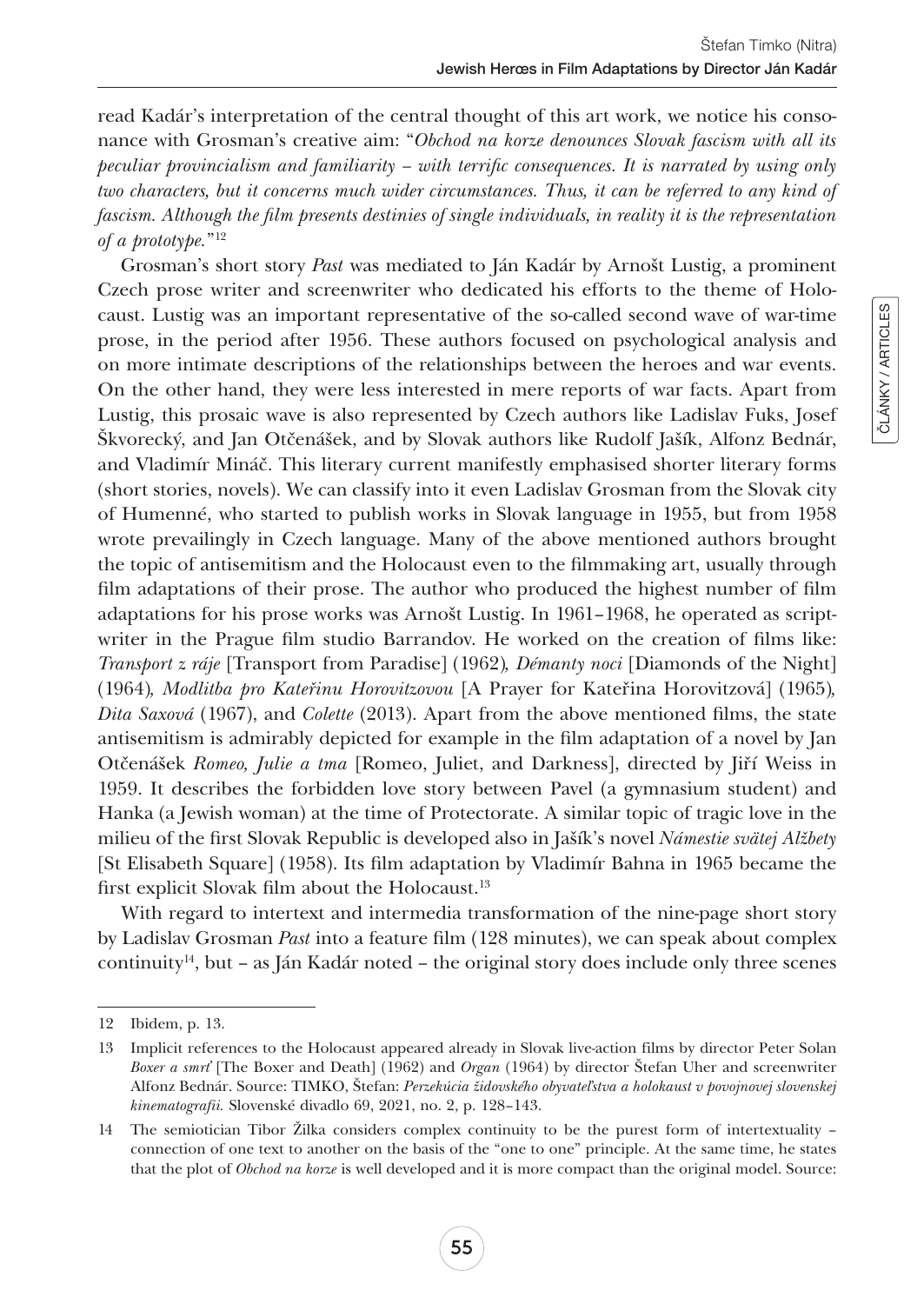read Kadár's interpretation of the central thought of this art work, we notice his consonance with Grosman's creative aim: "*Obchod na korze denounces Slovak fascism with all its peculiar provincialism and familiarity – with terrific consequences. It is narrated by using only two characters, but it concerns much wider circumstances. Thus, it can be referred to any kind of fascism. Although the film presents destinies of single individuals, in reality it is the representation of a prototype.*"[12]

Grosman's short story *Past* was mediated to Ján Kadár by Arnošt Lustig, a prominent Czech prose writer and screenwriter who dedicated his efforts to the theme of Holocaust. Lustig was an important representative of the so-called second wave of war-time prose, in the period after 1956. These authors focused on psychological analysis and on more intimate descriptions of the relationships between the heroes and war events. On the other hand, they were less interested in mere reports of war facts. Apart from Lustig, this prosaic wave is also represented by Czech authors like Ladislav Fuks, Josef Škvorecký, and Jan Otčenášek, and by Slovak authors like Rudolf Jašík, Alfonz Bednár, and Vladimír Mináč. This literary current manifestly emphasised shorter literary forms (short stories, novels). We can classify into it even Ladislav Grosman from the Slovak city of Humenné, who started to publish works in Slovak language in 1955, but from 1958 wrote prevailingly in Czech language. Many of the above mentioned authors brought the topic of antisemitism and the Holocaust even to the filmmaking art, usually through film adaptations of their prose. The author who produced the highest number of film adaptations for his prose works was Arnošt Lustig. In 1961–1968, he operated as scriptwriter in the Prague film studio Barrandov. He worked on the creation of films like: *Transport z ráje* [Transport from Paradise] (1962), *Démanty noci* [Diamonds of the Night] (1964), *Modlitba pro Kateřinu Horovitzovou* [A Prayer for Kateřina Horovitzová] (1965), *Dita Saxová* (1967), and *Colette* (2013). Apart from the above mentioned films, the state antisemitism is admirably depicted for example in the film adaptation of a novel by Jan Otčenášek *Romeo, Julie a tma* [Romeo, Juliet, and Darkness], directed by Jiří Weiss in 1959. It describes the forbidden love story between Pavel (a gymnasium student) and Hanka (a Jewish woman) at the time of Protectorate. A similar topic of tragic love in the milieu of the first Slovak Republic is developed also in Jašík's novel *Námestie svätej Alžbety* [St Elisabeth Square] (1958). Its film adaptation by Vladimír Bahna in 1965 became the first explicit Slovak film about the Holocaust.[13]

With regard to intertext and intermedia transformation of the nine-page short story by Ladislav Grosman *Past* into a feature film (128 minutes), we can speak about complex continuity[14], but – as Ján Kadár noted – the original story does include only three scenes

---

12 Ibidem, p. 13.

13 Implicit references to the Holocaust appeared already in Slovak live-action films by director Peter Solan *Boxer a smrť* [The Boxer and Death] (1962) and *Organ* (1964) by director Štefan Uher and screenwriter Alfonz Bednár. Source: TIMKO, Štefan: *Perzekúcia židovského obyvateľstva a holokaust v povojnovej slovenskej kinematografii.* Slovenské divadlo 69, 2021, no. 2, p. 128–143.

14 The semiotician Tibor Žilka considers complex continuity to be the purest form of intertextuality – connection of one text to another on the basis of the "one to one" principle. At the same time, he states that the plot of *Obchod na korze* is well developed and it is more compact than the original model. Source: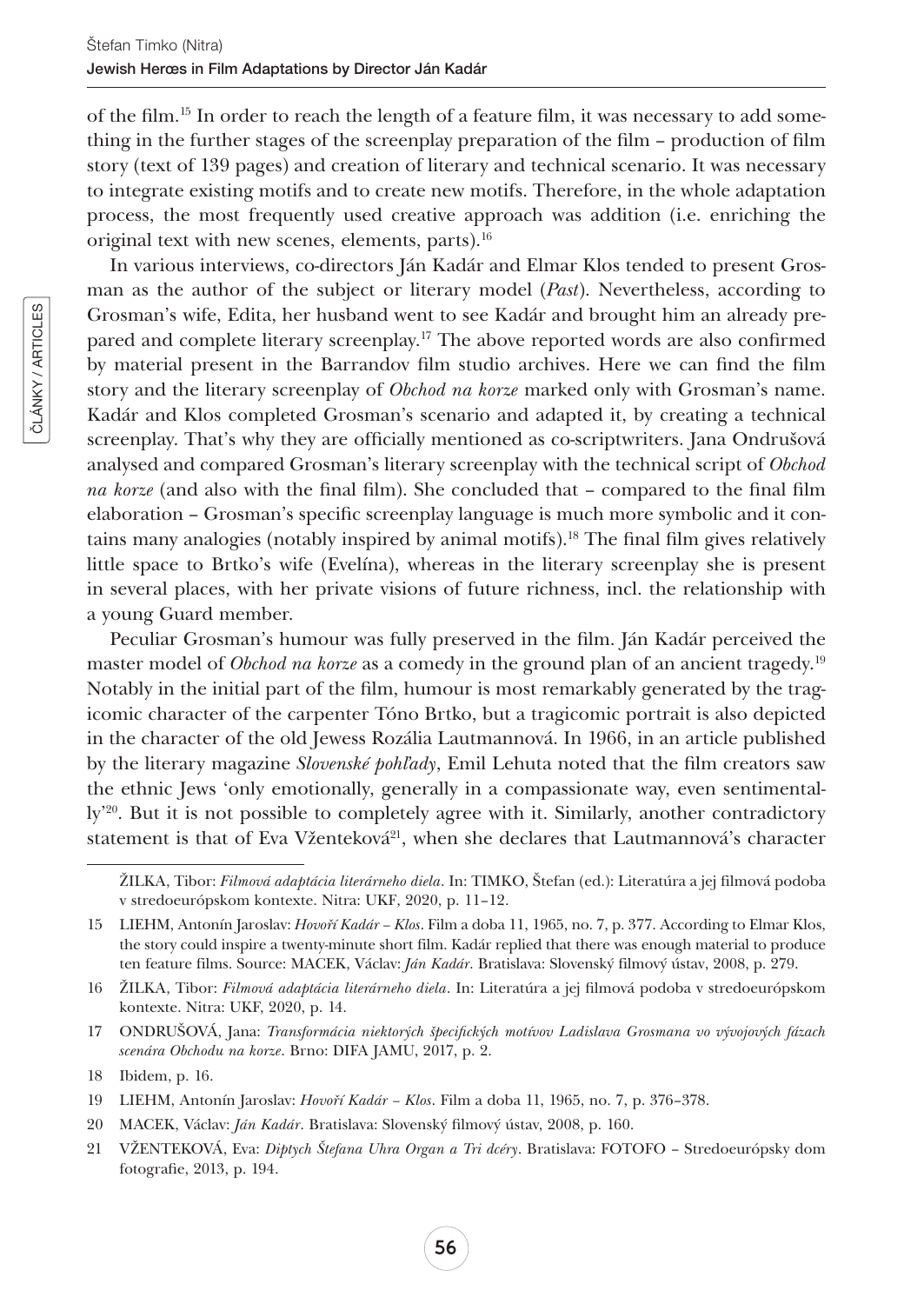of the film.[15] In order to reach the length of a feature film, it was necessary to add something in the further stages of the screenplay preparation of the film – production of film story (text of 139 pages) and creation of literary and technical scenario. It was necessary to integrate existing motifs and to create new motifs. Therefore, in the whole adaptation process, the most frequently used creative approach was addition (i.e. enriching the original text with new scenes, elements, parts).[16]

In various interviews, co-directors Ján Kadár and Elmar Klos tended to present Grosman as the author of the subject or literary model (*Past*). Nevertheless, according to Grosman's wife, Edita, her husband went to see Kadár and brought him an already prepared and complete literary screenplay.[17] The above reported words are also confirmed by material present in the Barrandov film studio archives. Here we can find the film story and the literary screenplay of *Obchod na korze* marked only with Grosman's name. Kadár and Klos completed Grosman's scenario and adapted it, by creating a technical screenplay. That's why they are officially mentioned as co-scriptwriters. Jana Ondrušová analysed and compared Grosman's literary screenplay with the technical script of *Obchod na korze* (and also with the final film). She concluded that – compared to the final film elaboration – Grosman's specific screenplay language is much more symbolic and it contains many analogies (notably inspired by animal motifs).[18] The final film gives relatively little space to Brtko's wife (Evelína), whereas in the literary screenplay she is present in several places, with her private visions of future richness, incl. the relationship with a young Guard member.

Peculiar Grosman's humour was fully preserved in the film. Ján Kadár perceived the master model of *Obchod na korze* as a comedy in the ground plan of an ancient tragedy.[19] Notably in the initial part of the film, humour is most remarkably generated by the tragicomic character of the carpenter Tóno Brtko, but a tragicomic portrait is also depicted in the character of the old Jewess Rozália Lautmannová. In 1966, in an article published by the literary magazine *Slovenské pohľady*, Emil Lehuta noted that the film creators saw the ethnic Jews 'only emotionally, generally in a compassionate way, even sentimentally'[20]. But it is not possible to completely agree with it. Similarly, another contradictory statement is that of Eva Vženteková[21], when she declares that Lautmannová's character

---

ŽILKA, Tibor: *Filmová adaptácia literárneho diela*. In: TIMKO, Štefan (ed.): Literatúra a jej filmová podoba v stredoeurópskom kontexte. Nitra: UKF, 2020, p. 11–12.

15 LIEHM, Antonín Jaroslav: *Hovoří Kadár – Klos*. Film a doba 11, 1965, no. 7, p. 377. According to Elmar Klos, the story could inspire a twenty-minute short film. Kadár replied that there was enough material to produce ten feature films. Source: MACEK, Václav: *Ján Kadár*. Bratislava: Slovenský filmový ústav, 2008, p. 279.

16 ŽILKA, Tibor: *Filmová adaptácia literárneho diela*. In: Literatúra a jej filmová podoba v stredoeurópskom kontexte. Nitra: UKF, 2020, p. 14.

17 ONDRUŠOVÁ, Jana: *Transformácia niektorých špecifických motívov Ladislava Grosmana vo vývojových fázach scenára Obchodu na korze*. Brno: DIFA JAMU, 2017, p. 2.

18 Ibidem, p. 16.

19 LIEHM, Antonín Jaroslav: *Hovoří Kadár – Klos*. Film a doba 11, 1965, no. 7, p. 376–378.

20 MACEK, Václav: *Ján Kadár*. Bratislava: Slovenský filmový ústav, 2008, p. 160.

21 VŽENTEKOVÁ, Eva: *Diptych Štefana Uhra Organ a Tri dcéry*. Bratislava: FOTOFO – Stredoeurópsky dom fotografie, 2013, p. 194.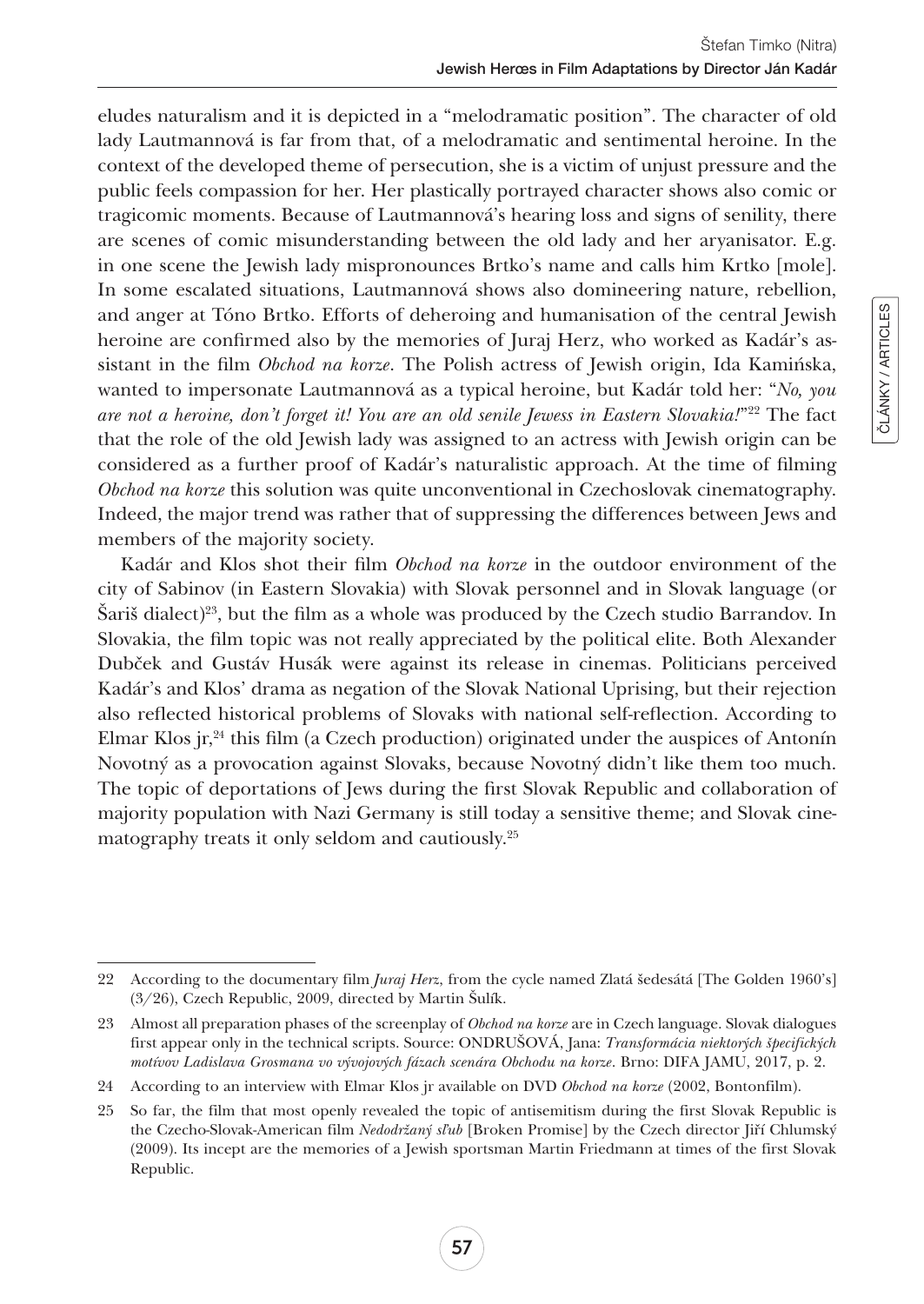eludes naturalism and it is depicted in a "melodramatic position". The character of old lady Lautmannová is far from that, of a melodramatic and sentimental heroine. In the context of the developed theme of persecution, she is a victim of unjust pressure and the public feels compassion for her. Her plastically portrayed character shows also comic or tragicomic moments. Because of Lautmannová's hearing loss and signs of senility, there are scenes of comic misunderstanding between the old lady and her aryanisator. E.g. in one scene the Jewish lady mispronounces Brtko's name and calls him Krtko [mole]. In some escalated situations, Lautmannová shows also domineering nature, rebellion, and anger at Tóno Brtko. Efforts of deheroing and humanisation of the central Jewish heroine are confirmed also by the memories of Juraj Herz, who worked as Kadár's assistant in the film *Obchod na korze*. The Polish actress of Jewish origin, Ida Kamińska, wanted to impersonate Lautmannová as a typical heroine, but Kadár told her: "*No, you are not a heroine, don't forget it! You are an old senile Jewess in Eastern Slovakia!*"[22] The fact that the role of the old Jewish lady was assigned to an actress with Jewish origin can be considered as a further proof of Kadár's naturalistic approach. At the time of filming *Obchod na korze* this solution was quite unconventional in Czechoslovak cinematography. Indeed, the major trend was rather that of suppressing the differences between Jews and members of the majority society.

Kadár and Klos shot their film *Obchod na korze* in the outdoor environment of the city of Sabinov (in Eastern Slovakia) with Slovak personnel and in Slovak language (or Šariš dialect)[23], but the film as a whole was produced by the Czech studio Barrandov. In Slovakia, the film topic was not really appreciated by the political elite. Both Alexander Dubček and Gustáv Husák were against its release in cinemas. Politicians perceived Kadár's and Klos' drama as negation of the Slovak National Uprising, but their rejection also reflected historical problems of Slovaks with national self-reflection. According to Elmar Klos jr,[24] this film (a Czech production) originated under the auspices of Antonín Novotný as a provocation against Slovaks, because Novotný didn't like them too much. The topic of deportations of Jews during the first Slovak Republic and collaboration of majority population with Nazi Germany is still today a sensitive theme; and Slovak cinematography treats it only seldom and cautiously.[25]

---

22 According to the documentary film *Juraj Herz*, from the cycle named Zlatá šedesátá [The Golden 1960's] (3/26), Czech Republic, 2009, directed by Martin Šulík.

23 Almost all preparation phases of the screenplay of *Obchod na korze* are in Czech language. Slovak dialogues first appear only in the technical scripts. Source: ONDRUŠOVÁ, Jana: *Transformácia niektorých špecifických motívov Ladislava Grosmana vo vývojových fázach scenára Obchodu na korze*. Brno: DIFA JAMU, 2017, p. 2.

24 According to an interview with Elmar Klos jr available on DVD *Obchod na korze* (2002, Bontonfilm).

25 So far, the film that most openly revealed the topic of antisemitism during the first Slovak Republic is the Czecho-Slovak-American film *Nedodržaný sľub* [Broken Promise] by the Czech director Jiří Chlumský (2009). Its incept are the memories of a Jewish sportsman Martin Friedmann at times of the first Slovak Republic.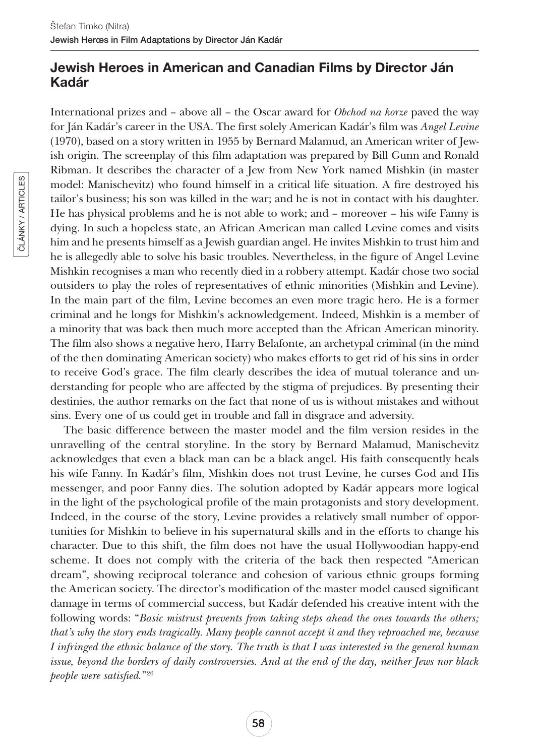## Jewish Heroes in American and Canadian Films by Director Ján Kadár

International prizes and – above all – the Oscar award for *Obchod na korze* paved the way for Ján Kadár's career in the USA. The first solely American Kadár's film was *Angel Levine* (1970), based on a story written in 1955 by Bernard Malamud, an American writer of Jewish origin. The screenplay of this film adaptation was prepared by Bill Gunn and Ronald Ribman. It describes the character of a Jew from New York named Mishkin (in master model: Manischevitz) who found himself in a critical life situation. A fire destroyed his tailor's business; his son was killed in the war; and he is not in contact with his daughter. He has physical problems and he is not able to work; and – moreover – his wife Fanny is dying. In such a hopeless state, an African American man called Levine comes and visits him and he presents himself as a Jewish guardian angel. He invites Mishkin to trust him and he is allegedly able to solve his basic troubles. Nevertheless, in the figure of Angel Levine Mishkin recognises a man who recently died in a robbery attempt. Kadár chose two social outsiders to play the roles of representatives of ethnic minorities (Mishkin and Levine). In the main part of the film, Levine becomes an even more tragic hero. He is a former criminal and he longs for Mishkin's acknowledgement. Indeed, Mishkin is a member of a minority that was back then much more accepted than the African American minority. The film also shows a negative hero, Harry Belafonte, an archetypal criminal (in the mind of the then dominating American society) who makes efforts to get rid of his sins in order to receive God's grace. The film clearly describes the idea of mutual tolerance and understanding for people who are affected by the stigma of prejudices. By presenting their destinies, the author remarks on the fact that none of us is without mistakes and without sins. Every one of us could get in trouble and fall in disgrace and adversity.

The basic difference between the master model and the film version resides in the unravelling of the central storyline. In the story by Bernard Malamud, Manischevitz acknowledges that even a black man can be a black angel. His faith consequently heals his wife Fanny. In Kadár's film, Mishkin does not trust Levine, he curses God and His messenger, and poor Fanny dies. The solution adopted by Kadár appears more logical in the light of the psychological profile of the main protagonists and story development. Indeed, in the course of the story, Levine provides a relatively small number of opportunities for Mishkin to believe in his supernatural skills and in the efforts to change his character. Due to this shift, the film does not have the usual Hollywoodian happy-end scheme. It does not comply with the criteria of the back then respected "American dream", showing reciprocal tolerance and cohesion of various ethnic groups forming the American society. The director's modification of the master model caused significant damage in terms of commercial success, but Kadár defended his creative intent with the following words: "*Basic mistrust prevents from taking steps ahead the ones towards the others; that's why the story ends tragically. Many people cannot accept it and they reproached me, because I infringed the ethnic balance of the story. The truth is that I was interested in the general human issue, beyond the borders of daily controversies. And at the end of the day, neither Jews nor black people were satisfied.*"[26]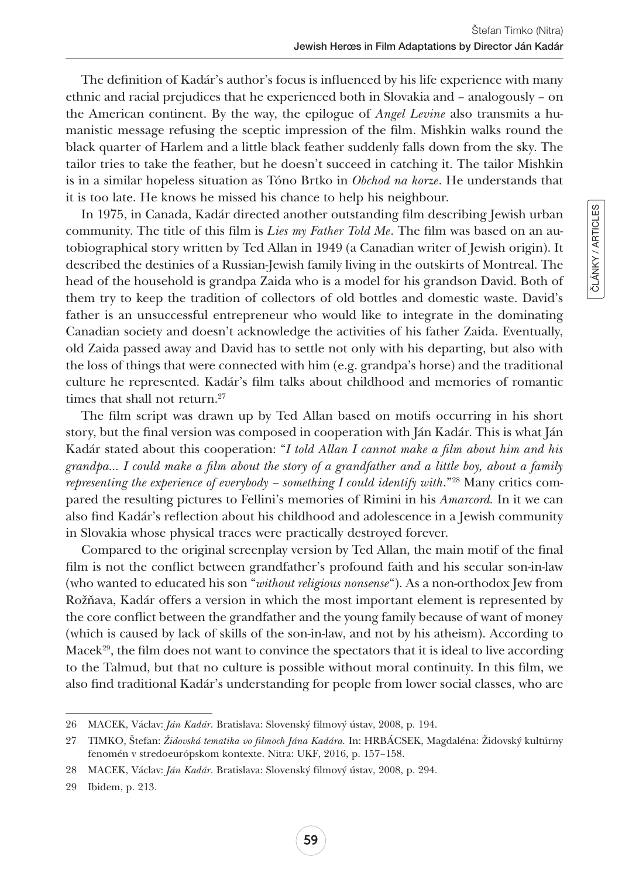The definition of Kadár's author's focus is influenced by his life experience with many ethnic and racial prejudices that he experienced both in Slovakia and – analogously – on the American continent. By the way, the epilogue of *Angel Levine* also transmits a humanistic message refusing the sceptic impression of the film. Mishkin walks round the black quarter of Harlem and a little black feather suddenly falls down from the sky. The tailor tries to take the feather, but he doesn't succeed in catching it. The tailor Mishkin is in a similar hopeless situation as Tóno Brtko in *Obchod na korze*. He understands that it is too late. He knows he missed his chance to help his neighbour.

In 1975, in Canada, Kadár directed another outstanding film describing Jewish urban community. The title of this film is *Lies my Father Told Me*. The film was based on an autobiographical story written by Ted Allan in 1949 (a Canadian writer of Jewish origin). It described the destinies of a Russian-Jewish family living in the outskirts of Montreal. The head of the household is grandpa Zaida who is a model for his grandson David. Both of them try to keep the tradition of collectors of old bottles and domestic waste. David's father is an unsuccessful entrepreneur who would like to integrate in the dominating Canadian society and doesn't acknowledge the activities of his father Zaida. Eventually, old Zaida passed away and David has to settle not only with his departing, but also with the loss of things that were connected with him (e.g. grandpa's horse) and the traditional culture he represented. Kadár's film talks about childhood and memories of romantic times that shall not return.[27]

The film script was drawn up by Ted Allan based on motifs occurring in his short story, but the final version was composed in cooperation with Ján Kadár. This is what Ján Kadár stated about this cooperation: "*I told Allan I cannot make a film about him and his grandpa... I could make a film about the story of a grandfather and a little boy, about a family representing the experience of everybody – something I could identify with*."[28] Many critics compared the resulting pictures to Fellini's memories of Rimini in his *Amarcord*. In it we can also find Kadár's reflection about his childhood and adolescence in a Jewish community in Slovakia whose physical traces were practically destroyed forever.

Compared to the original screenplay version by Ted Allan, the main motif of the final film is not the conflict between grandfather's profound faith and his secular son-in-law (who wanted to educated his son "*without religious nonsense*"). As a non-orthodox Jew from Rožňava, Kadár offers a version in which the most important element is represented by the core conflict between the grandfather and the young family because of want of money (which is caused by lack of skills of the son-in-law, and not by his atheism). According to Macek[29], the film does not want to convince the spectators that it is ideal to live according to the Talmud, but that no culture is possible without moral continuity. In this film, we also find traditional Kadár's understanding for people from lower social classes, who are

---

26 MACEK, Václav: *Ján Kadár*. Bratislava: Slovenský filmový ústav, 2008, p. 194.

27 TIMKO, Štefan: *Židovská tematika vo filmoch Jána Kadára*. In: HRBÁCSEK, Magdaléna: Židovský kultúrny fenomén v stredoeurópskom kontexte. Nitra: UKF, 2016, p. 157–158.

28 MACEK, Václav: *Ján Kadár*. Bratislava: Slovenský filmový ústav, 2008, p. 294.

29 Ibidem, p. 213.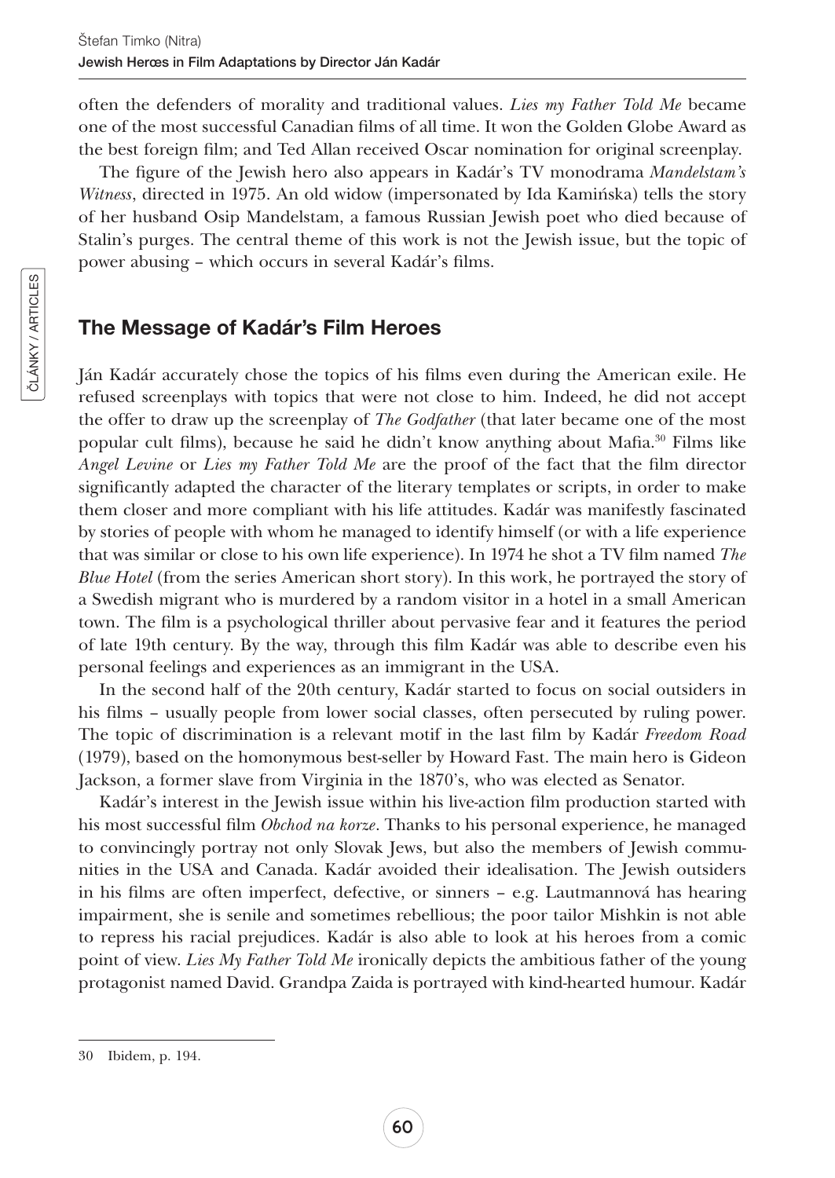often the defenders of morality and traditional values. *Lies my Father Told Me* became one of the most successful Canadian films of all time. It won the Golden Globe Award as the best foreign film; and Ted Allan received Oscar nomination for original screenplay.

The figure of the Jewish hero also appears in Kadár's TV monodrama *Mandelstam's Witness*, directed in 1975. An old widow (impersonated by Ida Kamińska) tells the story of her husband Osip Mandelstam, a famous Russian Jewish poet who died because of Stalin's purges. The central theme of this work is not the Jewish issue, but the topic of power abusing – which occurs in several Kadár's films.

## The Message of Kadár's Film Heroes

Ján Kadár accurately chose the topics of his films even during the American exile. He refused screenplays with topics that were not close to him. Indeed, he did not accept the offer to draw up the screenplay of *The Godfather* (that later became one of the most popular cult films), because he said he didn't know anything about Mafia.[30] Films like *Angel Levine* or *Lies my Father Told Me* are the proof of the fact that the film director significantly adapted the character of the literary templates or scripts, in order to make them closer and more compliant with his life attitudes. Kadár was manifestly fascinated by stories of people with whom he managed to identify himself (or with a life experience that was similar or close to his own life experience). In 1974 he shot a TV film named *The Blue Hotel* (from the series American short story). In this work, he portrayed the story of a Swedish migrant who is murdered by a random visitor in a hotel in a small American town. The film is a psychological thriller about pervasive fear and it features the period of late 19th century. By the way, through this film Kadár was able to describe even his personal feelings and experiences as an immigrant in the USA.

In the second half of the 20th century, Kadár started to focus on social outsiders in his films – usually people from lower social classes, often persecuted by ruling power. The topic of discrimination is a relevant motif in the last film by Kadár *Freedom Road* (1979), based on the homonymous best-seller by Howard Fast. The main hero is Gideon Jackson, a former slave from Virginia in the 1870's, who was elected as Senator.

Kadár's interest in the Jewish issue within his live-action film production started with his most successful film *Obchod na korze*. Thanks to his personal experience, he managed to convincingly portray not only Slovak Jews, but also the members of Jewish communities in the USA and Canada. Kadár avoided their idealisation. The Jewish outsiders in his films are often imperfect, defective, or sinners – e.g. Lautmannová has hearing impairment, she is senile and sometimes rebellious; the poor tailor Mishkin is not able to repress his racial prejudices. Kadár is also able to look at his heroes from a comic point of view. *Lies My Father Told Me* ironically depicts the ambitious father of the young protagonist named David. Grandpa Zaida is portrayed with kind-hearted humour. Kadár

---

30 Ibidem, p. 194.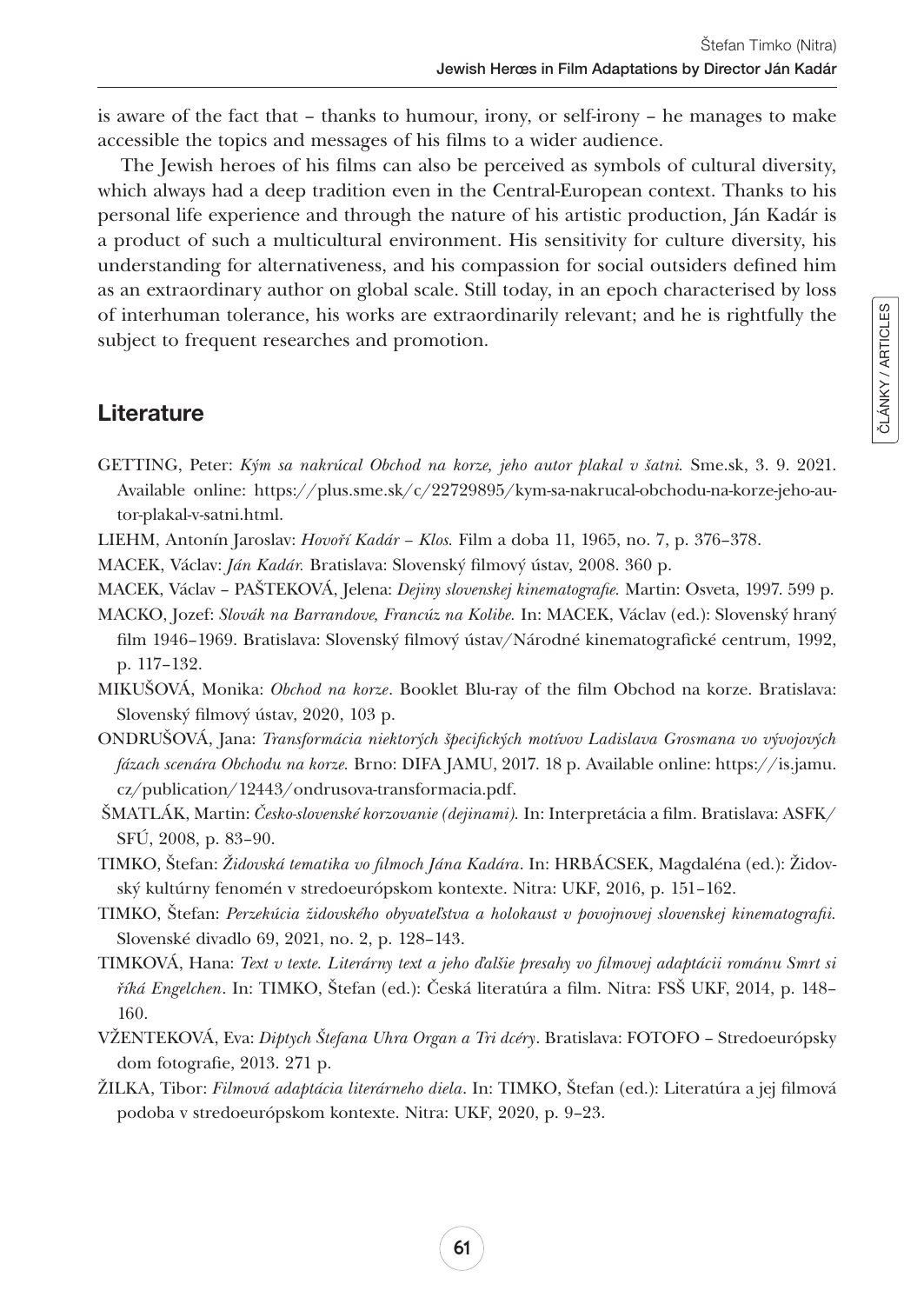is aware of the fact that – thanks to humour, irony, or self-irony – he manages to make accessible the topics and messages of his films to a wider audience.

The Jewish heroes of his films can also be perceived as symbols of cultural diversity, which always had a deep tradition even in the Central-European context. Thanks to his personal life experience and through the nature of his artistic production, Ján Kadár is a product of such a multicultural environment. His sensitivity for culture diversity, his understanding for alternativeness, and his compassion for social outsiders defined him as an extraordinary author on global scale. Still today, in an epoch characterised by loss of interhuman tolerance, his works are extraordinarily relevant; and he is rightfully the subject to frequent researches and promotion.

## Literature

GETTING, Peter: *Kým sa nakrúcal Obchod na korze, jeho autor plakal v šatni.* Sme.sk, 3. 9. 2021. Available online: https://plus.sme.sk/c/22729895/kym-sa-nakrucal-obchodu-na-korze-jeho-autor-plakal-v-satni.html.

LIEHM, Antonín Jaroslav: *Hovoří Kadár – Klos.* Film a doba 11, 1965, no. 7, p. 376–378.

MACEK, Václav: *Ján Kadár.* Bratislava: Slovenský filmový ústav, 2008. 360 p.

MACEK, Václav – PAŠTEKOVÁ, Jelena: *Dejiny slovenskej kinematografie.* Martin: Osveta, 1997. 599 p.

MACKO, Jozef: *Slovák na Barrandove, Francúz na Kolibe.* In: MACEK, Václav (ed.): Slovenský hraný film 1946–1969. Bratislava: Slovenský filmový ústav/Národné kinematografické centrum, 1992, p. 117–132.

MIKUŠOVÁ, Monika: *Obchod na korze*. Booklet Blu-ray of the film Obchod na korze. Bratislava: Slovenský filmový ústav, 2020, 103 p.

ONDRUŠOVÁ, Jana: *Transformácia niektorých špecifických motívov Ladislava Grosmana vo vývojových fázach scenára Obchodu na korze.* Brno: DIFA JAMU, 2017. 18 p. Available online: https://is.jamu.cz/publication/12443/ondrusova-transformacia.pdf.

ŠMATLÁK, Martin: *Česko-slovenské korzovanie (dejinami).* In: Interpretácia a film. Bratislava: ASFK/SFÚ, 2008, p. 83–90.

TIMKO, Štefan: *Židovská tematika vo filmoch Jána Kadára*. In: HRBÁCSEK, Magdaléna (ed.): Židovský kultúrny fenomén v stredoeurópskom kontexte. Nitra: UKF, 2016, p. 151–162.

TIMKO, Štefan: *Perzekúcia židovského obyvateľstva a holokaust v povojnovej slovenskej kinematografii.* Slovenské divadlo 69, 2021, no. 2, p. 128–143.

TIMKOVÁ, Hana: *Text v texte. Literárny text a jeho ďalšie presahy vo filmovej adaptácii románu Smrt si říká Engelchen*. In: TIMKO, Štefan (ed.): Česká literatúra a film. Nitra: FSŠ UKF, 2014, p. 148–160.

VŽENTEKOVÁ, Eva: *Diptych Štefana Uhra Organ a Tri dcéry*. Bratislava: FOTOFO – Stredoeurópsky dom fotografie, 2013. 271 p.

ŽILKA, Tibor: *Filmová adaptácia literárneho diela*. In: TIMKO, Štefan (ed.): Literatúra a jej filmová podoba v stredoeurópskom kontexte. Nitra: UKF, 2020, p. 9–23.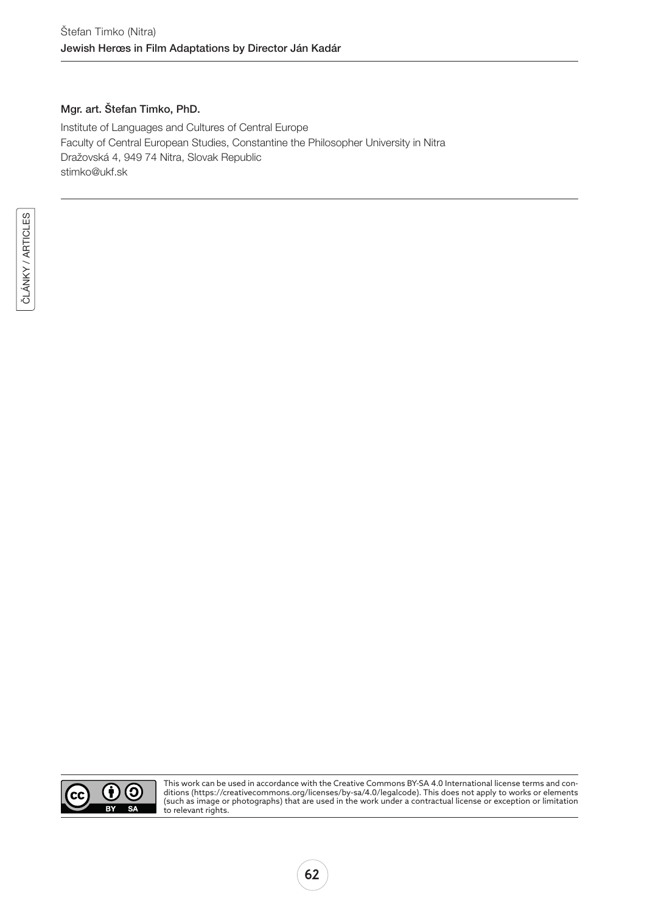**Mgr. art. Štefan Timko, PhD.**

Institute of Languages and Cultures of Central Europe
Faculty of Central European Studies, Constantine the Philosopher University in Nitra
Dražovská 4, 949 74 Nitra, Slovak Republic
stimko@ukf.sk

This work can be used in accordance with the Creative Commons BY-SA 4.0 International license terms and conditions (https://creativecommons.org/licenses/by-sa/4.0/legalcode). This does not apply to works or elements (such as image or photographs) that are used in the work under a contractual license or exception or limitation to relevant rights.